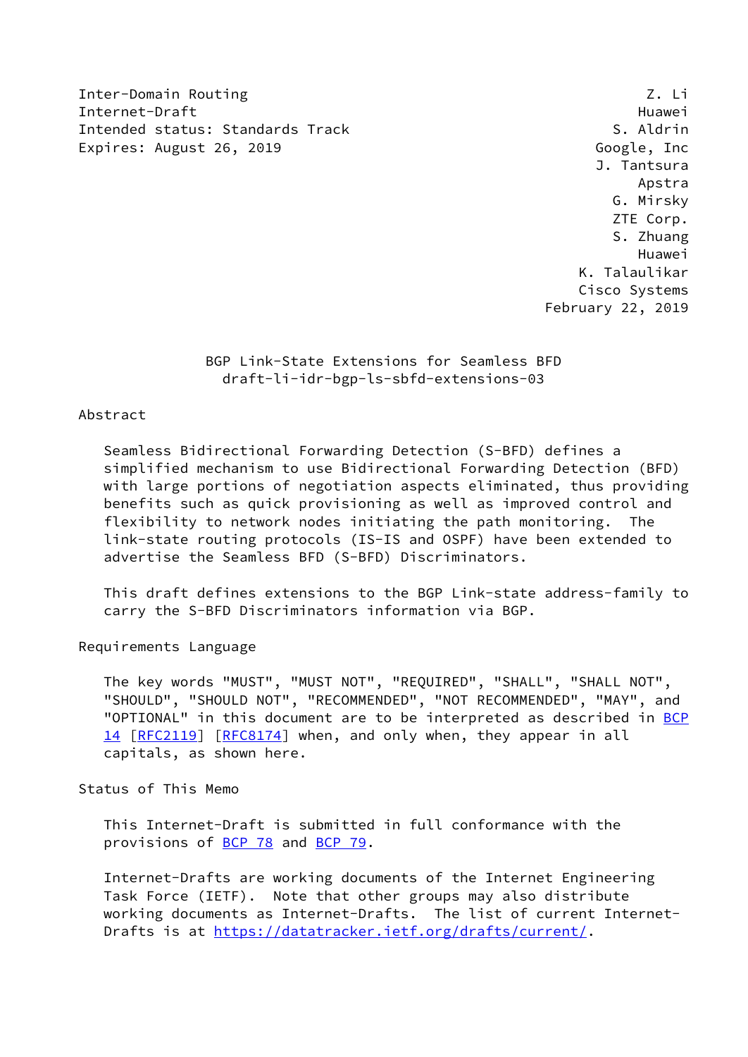Inter-Domain Routing — Z. Li, Huawei
Internet-Draft — S. Aldrin, Google, Inc
Intended status: Standards Track — J. Tantsura, Apstra
Expires: August 26, 2019 — G. Mirsky, ZTE Corp.
S. Zhuang, Huawei
K. Talaulikar, Cisco Systems
February 22, 2019

# BGP Link-State Extensions for Seamless BFD

draft-li-idr-bgp-ls-sbfd-extensions-03

## Abstract

Seamless Bidirectional Forwarding Detection (S-BFD) defines a simplified mechanism to use Bidirectional Forwarding Detection (BFD) with large portions of negotiation aspects eliminated, thus providing benefits such as quick provisioning as well as improved control and flexibility to network nodes initiating the path monitoring. The link-state routing protocols (IS-IS and OSPF) have been extended to advertise the Seamless BFD (S-BFD) Discriminators.

This draft defines extensions to the BGP Link-state address-family to carry the S-BFD Discriminators information via BGP.

## Requirements Language

The key words "MUST", "MUST NOT", "REQUIRED", "SHALL", "SHALL NOT", "SHOULD", "SHOULD NOT", "RECOMMENDED", "NOT RECOMMENDED", "MAY", and "OPTIONAL" in this document are to be interpreted as described in BCP 14 [RFC2119] [RFC8174] when, and only when, they appear in all capitals, as shown here.

## Status of This Memo

This Internet-Draft is submitted in full conformance with the provisions of BCP 78 and BCP 79.

Internet-Drafts are working documents of the Internet Engineering Task Force (IETF). Note that other groups may also distribute working documents as Internet-Drafts. The list of current Internet-Drafts is at https://datatracker.ietf.org/drafts/current/.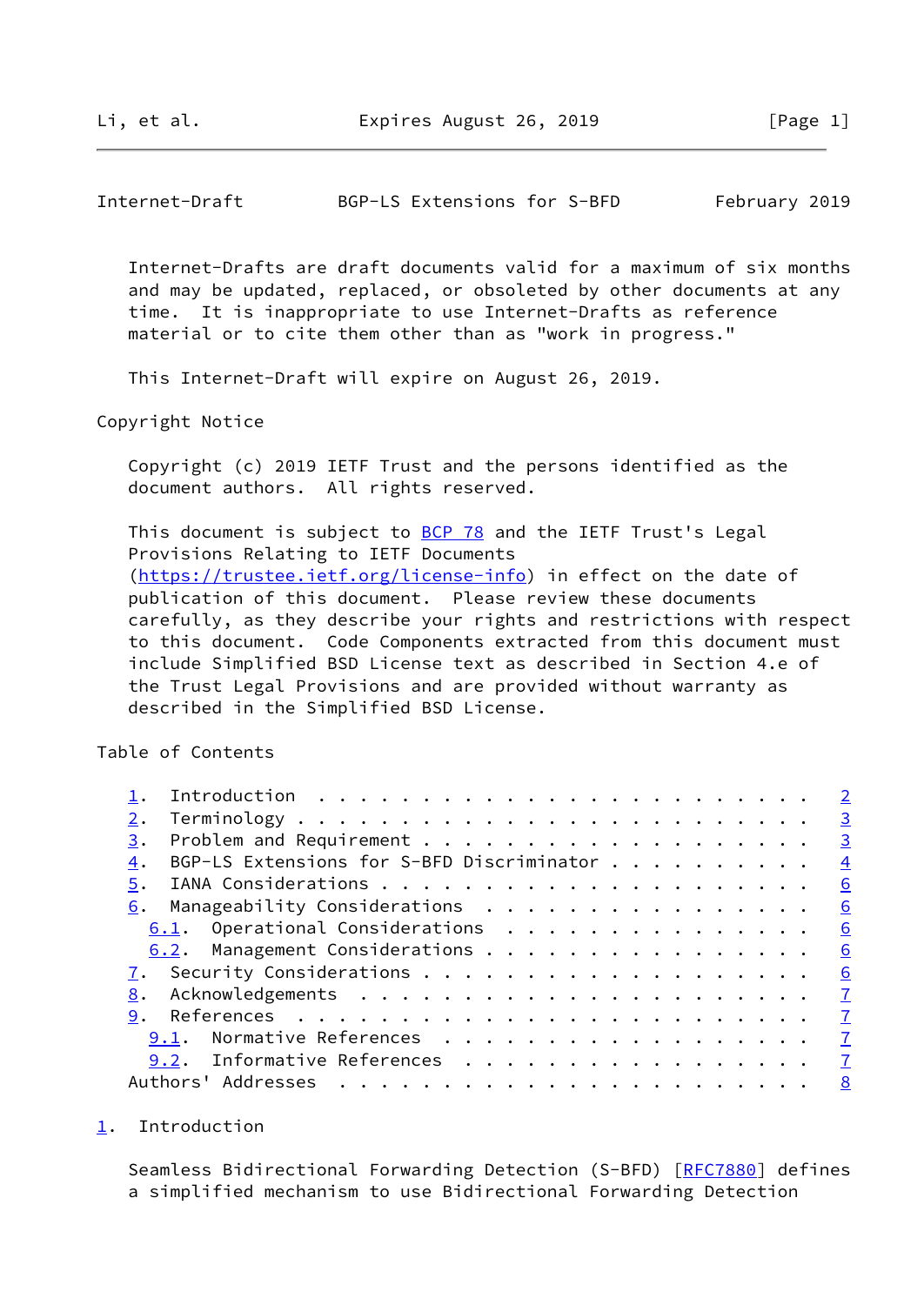Internet-Drafts are draft documents valid for a maximum of six months and may be updated, replaced, or obsoleted by other documents at any time. It is inappropriate to use Internet-Drafts as reference material or to cite them other than as "work in progress."

This Internet-Draft will expire on August 26, 2019.

## Copyright Notice

Copyright (c) 2019 IETF Trust and the persons identified as the document authors. All rights reserved.

This document is subject to BCP 78 and the IETF Trust's Legal Provisions Relating to IETF Documents (https://trustee.ietf.org/license-info) in effect on the date of publication of this document. Please review these documents carefully, as they describe your rights and restrictions with respect to this document. Code Components extracted from this document must include Simplified BSD License text as described in Section 4.e of the Trust Legal Provisions and are provided without warranty as described in the Simplified BSD License.

## Table of Contents

```
   1.  Introduction . . . . . . . . . . . . . . . . . . . . . . . .   2
   2.  Terminology  . . . . . . . . . . . . . . . . . . . . . . . .   3
   3.  Problem and Requirement  . . . . . . . . . . . . . . . . . .   3
   4.  BGP-LS Extensions for S-BFD Discriminator  . . . . . . . . .   4
   5.  IANA Considerations  . . . . . . . . . . . . . . . . . . . .   6
   6.  Manageability Considerations . . . . . . . . . . . . . . . .   6
     6.1.  Operational Considerations . . . . . . . . . . . . . . .   6
     6.2.  Management Considerations  . . . . . . . . . . . . . . .   6
   7.  Security Considerations  . . . . . . . . . . . . . . . . . .   6
   8.  Acknowledgements . . . . . . . . . . . . . . . . . . . . . .   7
   9.  References . . . . . . . . . . . . . . . . . . . . . . . . .   7
     9.1.  Normative References . . . . . . . . . . . . . . . . . .   7
     9.2.  Informative References . . . . . . . . . . . . . . . . .   7
   Authors' Addresses . . . . . . . . . . . . . . . . . . . . . . .   8
```

## 1. Introduction

Seamless Bidirectional Forwarding Detection (S-BFD) [RFC7880] defines a simplified mechanism to use Bidirectional Forwarding Detection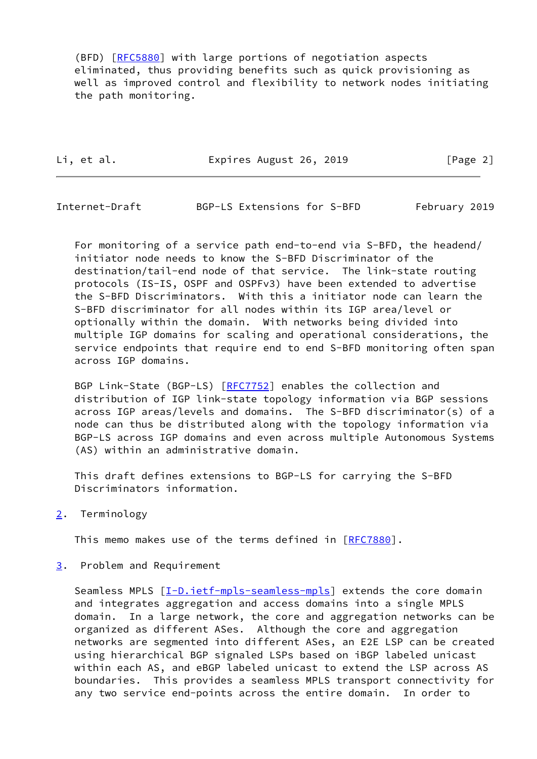(BFD) [RFC5880] with large portions of negotiation aspects eliminated, thus providing benefits such as quick provisioning as well as improved control and flexibility to network nodes initiating the path monitoring.

For monitoring of a service path end-to-end via S-BFD, the headend/ initiator node needs to know the S-BFD Discriminator of the destination/tail-end node of that service. The link-state routing protocols (IS-IS, OSPF and OSPFv3) have been extended to advertise the S-BFD Discriminators. With this a initiator node can learn the S-BFD discriminator for all nodes within its IGP area/level or optionally within the domain. With networks being divided into multiple IGP domains for scaling and operational considerations, the service endpoints that require end to end S-BFD monitoring often span across IGP domains.

BGP Link-State (BGP-LS) [RFC7752] enables the collection and distribution of IGP link-state topology information via BGP sessions across IGP areas/levels and domains. The S-BFD discriminator(s) of a node can thus be distributed along with the topology information via BGP-LS across IGP domains and even across multiple Autonomous Systems (AS) within an administrative domain.

This draft defines extensions to BGP-LS for carrying the S-BFD Discriminators information.

## 2. Terminology

This memo makes use of the terms defined in [RFC7880].

## 3. Problem and Requirement

Seamless MPLS [I-D.ietf-mpls-seamless-mpls] extends the core domain and integrates aggregation and access domains into a single MPLS domain. In a large network, the core and aggregation networks can be organized as different ASes. Although the core and aggregation networks are segmented into different ASes, an E2E LSP can be created using hierarchical BGP signaled LSPs based on iBGP labeled unicast within each AS, and eBGP labeled unicast to extend the LSP across AS boundaries. This provides a seamless MPLS transport connectivity for any two service end-points across the entire domain. In order to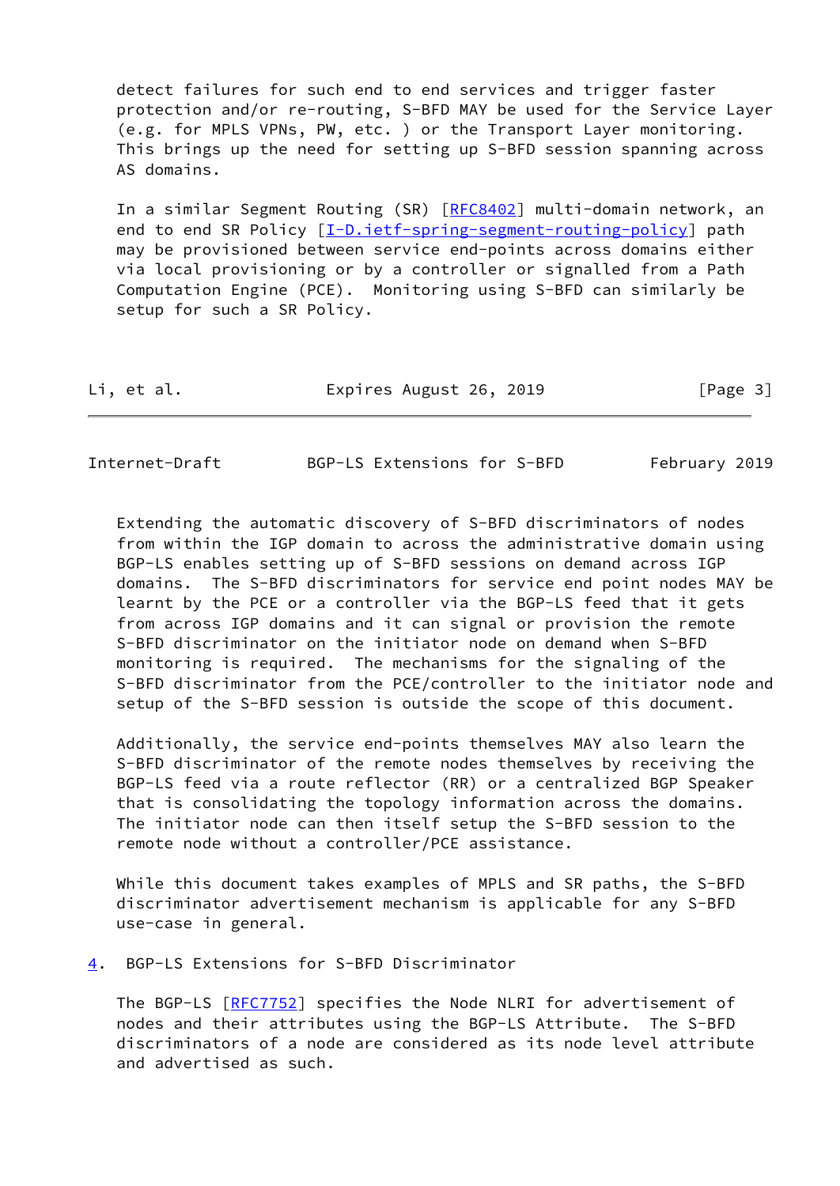detect failures for such end to end services and trigger faster protection and/or re-routing, S-BFD MAY be used for the Service Layer (e.g. for MPLS VPNs, PW, etc. ) or the Transport Layer monitoring. This brings up the need for setting up S-BFD session spanning across AS domains.

In a similar Segment Routing (SR) [RFC8402] multi-domain network, an end to end SR Policy [I-D.ietf-spring-segment-routing-policy] path may be provisioned between service end-points across domains either via local provisioning or by a controller or signalled from a Path Computation Engine (PCE). Monitoring using S-BFD can similarly be setup for such a SR Policy.

Extending the automatic discovery of S-BFD discriminators of nodes from within the IGP domain to across the administrative domain using BGP-LS enables setting up of S-BFD sessions on demand across IGP domains. The S-BFD discriminators for service end point nodes MAY be learnt by the PCE or a controller via the BGP-LS feed that it gets from across IGP domains and it can signal or provision the remote S-BFD discriminator on the initiator node on demand when S-BFD monitoring is required. The mechanisms for the signaling of the S-BFD discriminator from the PCE/controller to the initiator node and setup of the S-BFD session is outside the scope of this document.

Additionally, the service end-points themselves MAY also learn the S-BFD discriminator of the remote nodes themselves by receiving the BGP-LS feed via a route reflector (RR) or a centralized BGP Speaker that is consolidating the topology information across the domains. The initiator node can then itself setup the S-BFD session to the remote node without a controller/PCE assistance.

While this document takes examples of MPLS and SR paths, the S-BFD discriminator advertisement mechanism is applicable for any S-BFD use-case in general.

## 4. BGP-LS Extensions for S-BFD Discriminator

The BGP-LS [RFC7752] specifies the Node NLRI for advertisement of nodes and their attributes using the BGP-LS Attribute. The S-BFD discriminators of a node are considered as its node level attribute and advertised as such.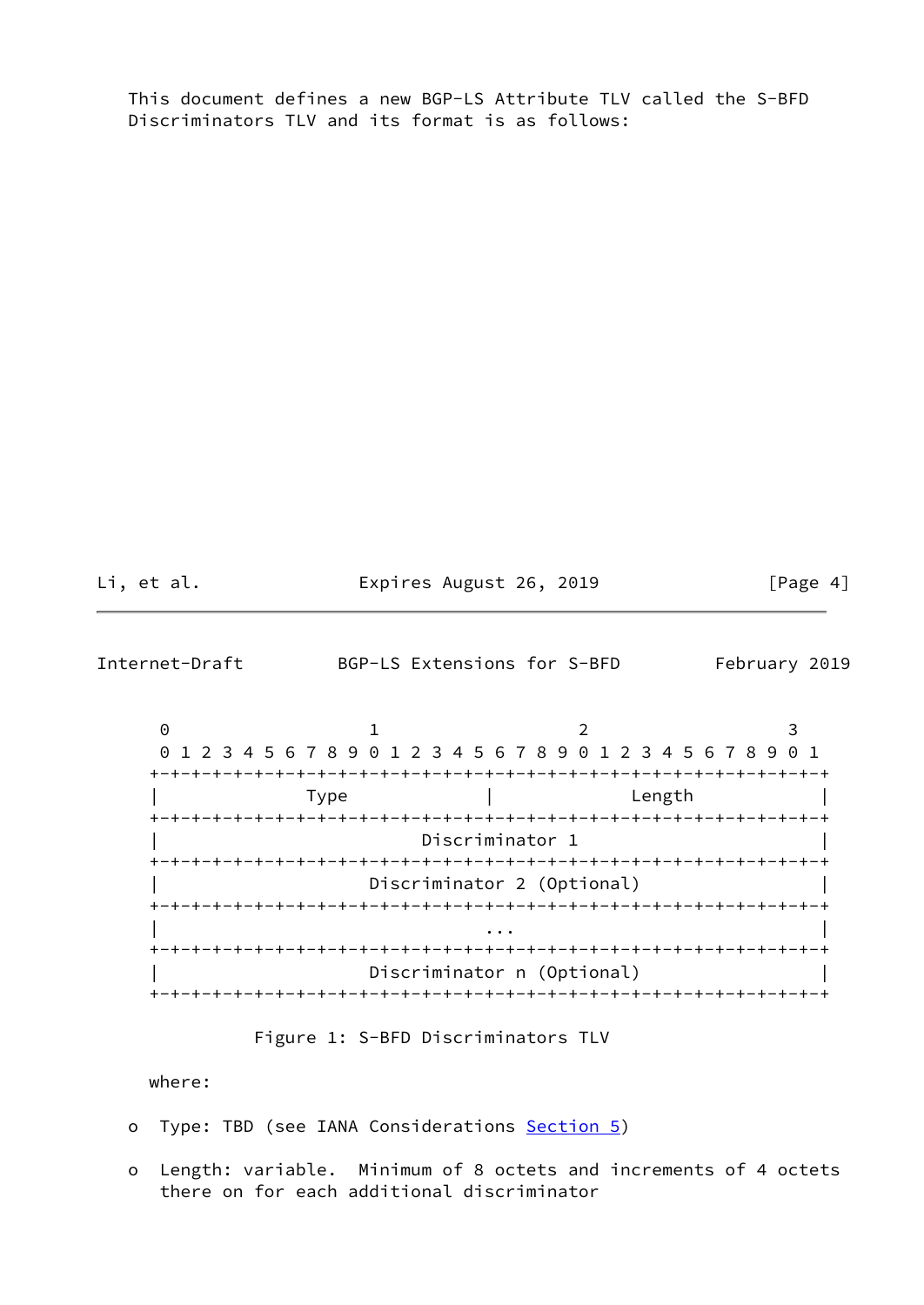This document defines a new BGP-LS Attribute TLV called the S-BFD Discriminators TLV and its format is as follows:

```
 0                   1                   2                   3
 0 1 2 3 4 5 6 7 8 9 0 1 2 3 4 5 6 7 8 9 0 1 2 3 4 5 6 7 8 9 0 1
+-+-+-+-+-+-+-+-+-+-+-+-+-+-+-+-+-+-+-+-+-+-+-+-+-+-+-+-+-+-+-+-+
|              Type             |             Length            |
+-+-+-+-+-+-+-+-+-+-+-+-+-+-+-+-+-+-+-+-+-+-+-+-+-+-+-+-+-+-+-+-+
|                        Discriminator 1                        |
+-+-+-+-+-+-+-+-+-+-+-+-+-+-+-+-+-+-+-+-+-+-+-+-+-+-+-+-+-+-+-+-+
|                   Discriminator 2 (Optional)                  |
+-+-+-+-+-+-+-+-+-+-+-+-+-+-+-+-+-+-+-+-+-+-+-+-+-+-+-+-+-+-+-+-+
|                               ...                             |
+-+-+-+-+-+-+-+-+-+-+-+-+-+-+-+-+-+-+-+-+-+-+-+-+-+-+-+-+-+-+-+-+
|                   Discriminator n (Optional)                  |
+-+-+-+-+-+-+-+-+-+-+-+-+-+-+-+-+-+-+-+-+-+-+-+-+-+-+-+-+-+-+-+-+
```

Figure 1: S-BFD Discriminators TLV

where:

- Type: TBD (see IANA Considerations Section 5)
- Length: variable. Minimum of 8 octets and increments of 4 octets there on for each additional discriminator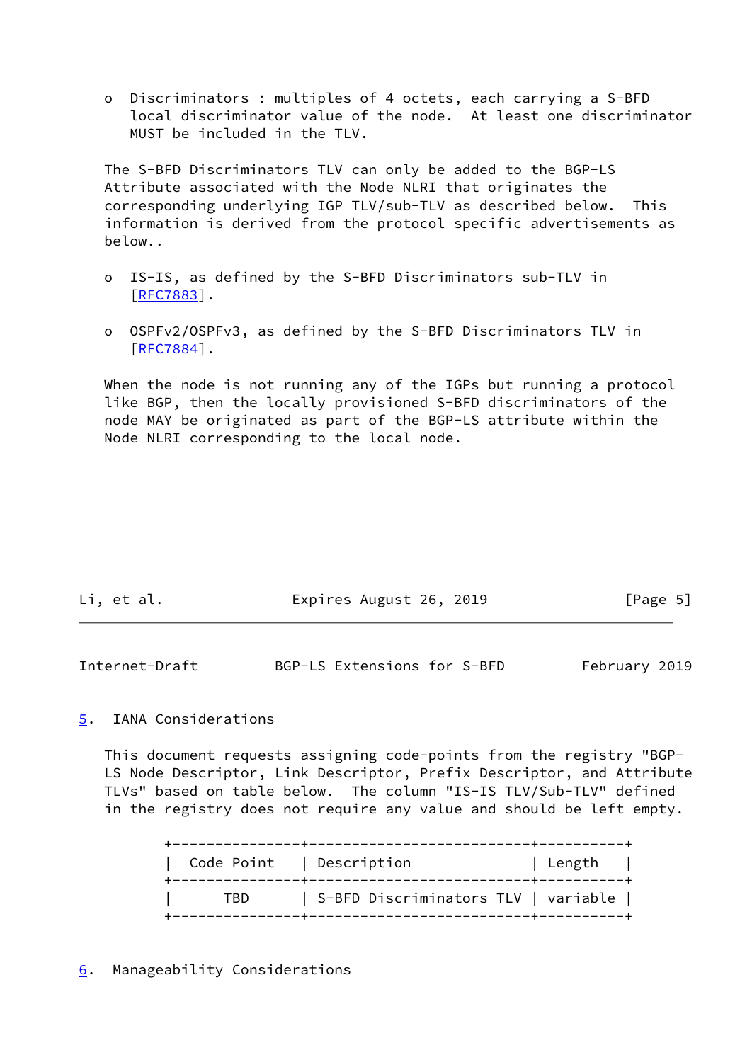- Discriminators : multiples of 4 octets, each carrying a S-BFD local discriminator value of the node. At least one discriminator MUST be included in the TLV.

The S-BFD Discriminators TLV can only be added to the BGP-LS Attribute associated with the Node NLRI that originates the corresponding underlying IGP TLV/sub-TLV as described below. This information is derived from the protocol specific advertisements as below..

- IS-IS, as defined by the S-BFD Discriminators sub-TLV in [RFC7883].

- OSPFv2/OSPFv3, as defined by the S-BFD Discriminators TLV in [RFC7884].

When the node is not running any of the IGPs but running a protocol like BGP, then the locally provisioned S-BFD discriminators of the node MAY be originated as part of the BGP-LS attribute within the Node NLRI corresponding to the local node.

## 5. IANA Considerations

This document requests assigning code-points from the registry "BGP-LS Node Descriptor, Link Descriptor, Prefix Descriptor, and Attribute TLVs" based on table below. The column "IS-IS TLV/Sub-TLV" defined in the registry does not require any value and should be left empty.

| Code Point | Description | Length |
|---|---|---|
| TBD | S-BFD Discriminators TLV | variable |

## 6. Manageability Considerations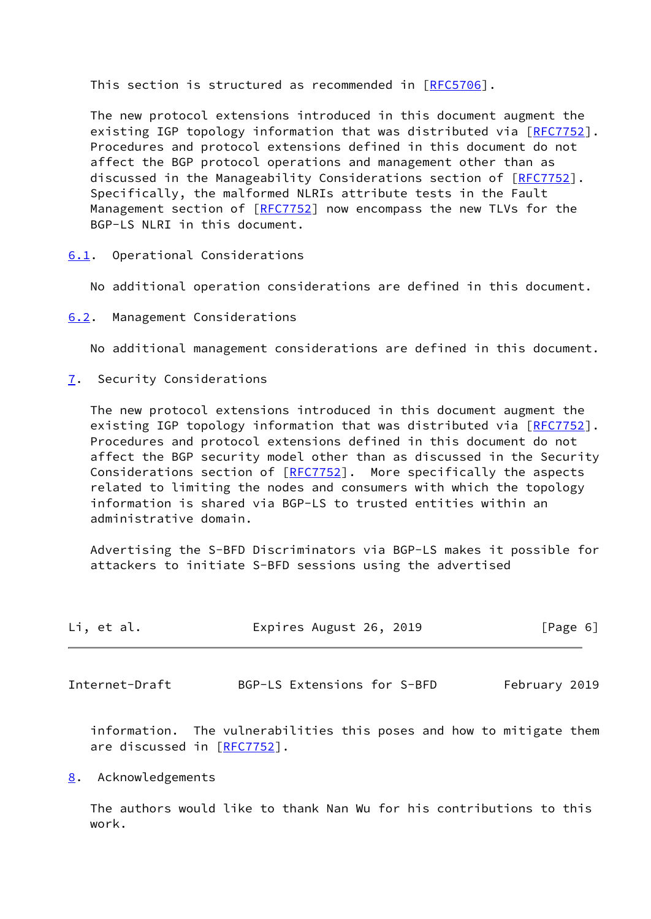This section is structured as recommended in [RFC5706].

The new protocol extensions introduced in this document augment the existing IGP topology information that was distributed via [RFC7752]. Procedures and protocol extensions defined in this document do not affect the BGP protocol operations and management other than as discussed in the Manageability Considerations section of [RFC7752]. Specifically, the malformed NLRIs attribute tests in the Fault Management section of [RFC7752] now encompass the new TLVs for the BGP-LS NLRI in this document.

### 6.1. Operational Considerations

No additional operation considerations are defined in this document.

### 6.2. Management Considerations

No additional management considerations are defined in this document.

## 7. Security Considerations

The new protocol extensions introduced in this document augment the existing IGP topology information that was distributed via [RFC7752]. Procedures and protocol extensions defined in this document do not affect the BGP security model other than as discussed in the Security Considerations section of [RFC7752]. More specifically the aspects related to limiting the nodes and consumers with which the topology information is shared via BGP-LS to trusted entities within an administrative domain.

Advertising the S-BFD Discriminators via BGP-LS makes it possible for attackers to initiate S-BFD sessions using the advertised information. The vulnerabilities this poses and how to mitigate them are discussed in [RFC7752].

## 8. Acknowledgements

The authors would like to thank Nan Wu for his contributions to this work.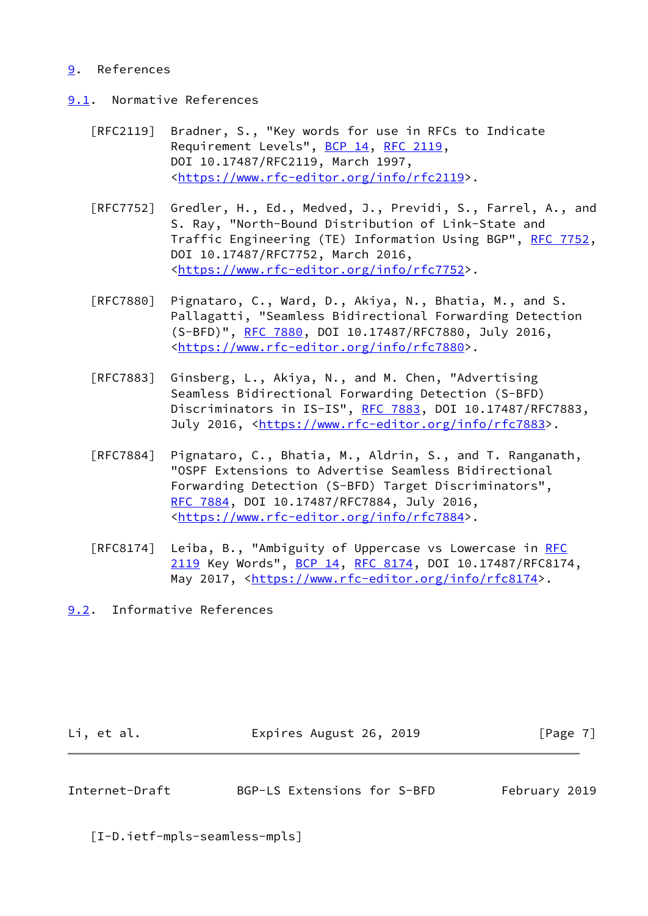## 9. References

### 9.1. Normative References

[RFC2119] Bradner, S., "Key words for use in RFCs to Indicate Requirement Levels", BCP 14, RFC 2119, DOI 10.17487/RFC2119, March 1997, <https://www.rfc-editor.org/info/rfc2119>.

[RFC7752] Gredler, H., Ed., Medved, J., Previdi, S., Farrel, A., and S. Ray, "North-Bound Distribution of Link-State and Traffic Engineering (TE) Information Using BGP", RFC 7752, DOI 10.17487/RFC7752, March 2016, <https://www.rfc-editor.org/info/rfc7752>.

[RFC7880] Pignataro, C., Ward, D., Akiya, N., Bhatia, M., and S. Pallagatti, "Seamless Bidirectional Forwarding Detection (S-BFD)", RFC 7880, DOI 10.17487/RFC7880, July 2016, <https://www.rfc-editor.org/info/rfc7880>.

[RFC7883] Ginsberg, L., Akiya, N., and M. Chen, "Advertising Seamless Bidirectional Forwarding Detection (S-BFD) Discriminators in IS-IS", RFC 7883, DOI 10.17487/RFC7883, July 2016, <https://www.rfc-editor.org/info/rfc7883>.

[RFC7884] Pignataro, C., Bhatia, M., Aldrin, S., and T. Ranganath, "OSPF Extensions to Advertise Seamless Bidirectional Forwarding Detection (S-BFD) Target Discriminators", RFC 7884, DOI 10.17487/RFC7884, July 2016, <https://www.rfc-editor.org/info/rfc7884>.

[RFC8174] Leiba, B., "Ambiguity of Uppercase vs Lowercase in RFC 2119 Key Words", BCP 14, RFC 8174, DOI 10.17487/RFC8174, May 2017, <https://www.rfc-editor.org/info/rfc8174>.

### 9.2. Informative References

[I-D.ietf-mpls-seamless-mpls]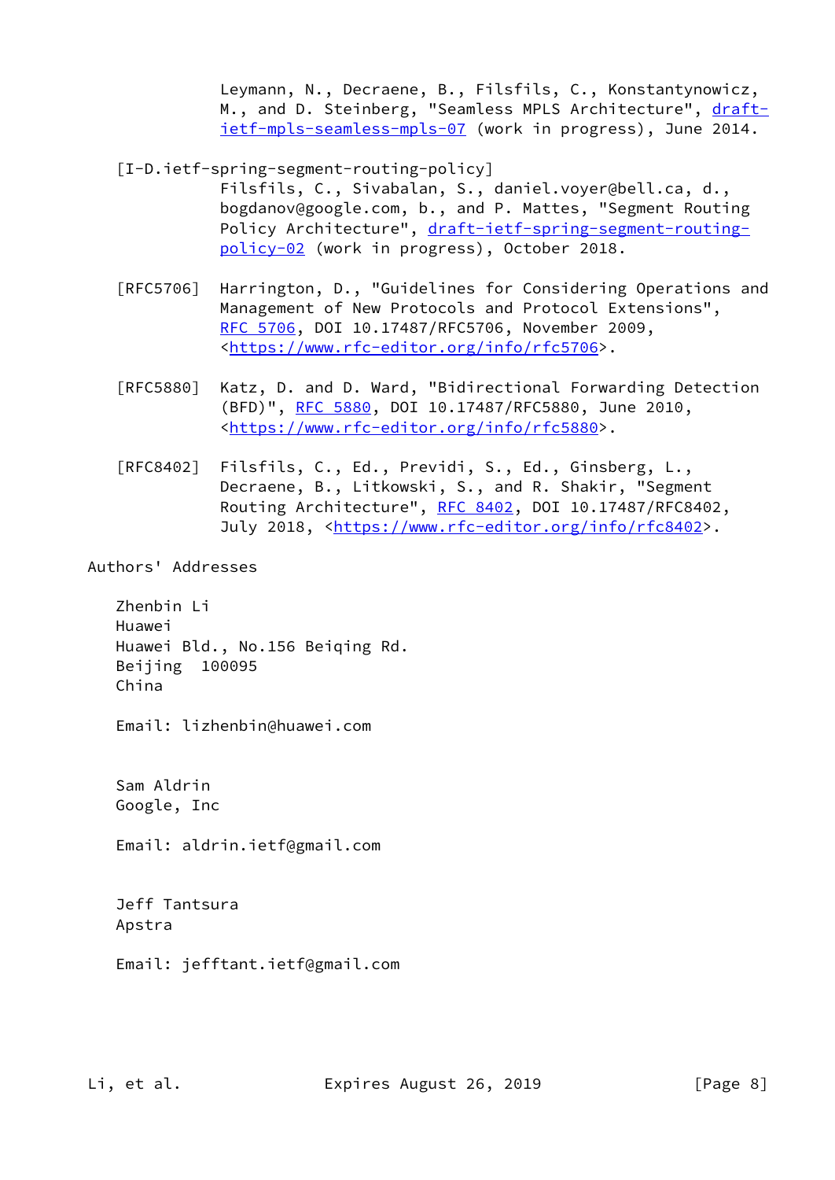Leymann, N., Decraene, B., Filsfils, C., Konstantynowicz, M., and D. Steinberg, "Seamless MPLS Architecture", draft-ietf-mpls-seamless-mpls-07 (work in progress), June 2014.

[I-D.ietf-spring-segment-routing-policy]
Filsfils, C., Sivabalan, S., daniel.voyer@bell.ca, d., bogdanov@google.com, b., and P. Mattes, "Segment Routing Policy Architecture", draft-ietf-spring-segment-routing-policy-02 (work in progress), October 2018.

[RFC5706] Harrington, D., "Guidelines for Considering Operations and Management of New Protocols and Protocol Extensions", RFC 5706, DOI 10.17487/RFC5706, November 2009, <https://www.rfc-editor.org/info/rfc5706>.

[RFC5880] Katz, D. and D. Ward, "Bidirectional Forwarding Detection (BFD)", RFC 5880, DOI 10.17487/RFC5880, June 2010, <https://www.rfc-editor.org/info/rfc5880>.

[RFC8402] Filsfils, C., Ed., Previdi, S., Ed., Ginsberg, L., Decraene, B., Litkowski, S., and R. Shakir, "Segment Routing Architecture", RFC 8402, DOI 10.17487/RFC8402, July 2018, <https://www.rfc-editor.org/info/rfc8402>.

## Authors' Addresses

Zhenbin Li
Huawei
Huawei Bld., No.156 Beiqing Rd.
Beijing 100095
China

Email: lizhenbin@huawei.com

Sam Aldrin
Google, Inc

Email: aldrin.ietf@gmail.com

Jeff Tantsura
Apstra

Email: jefftant.ietf@gmail.com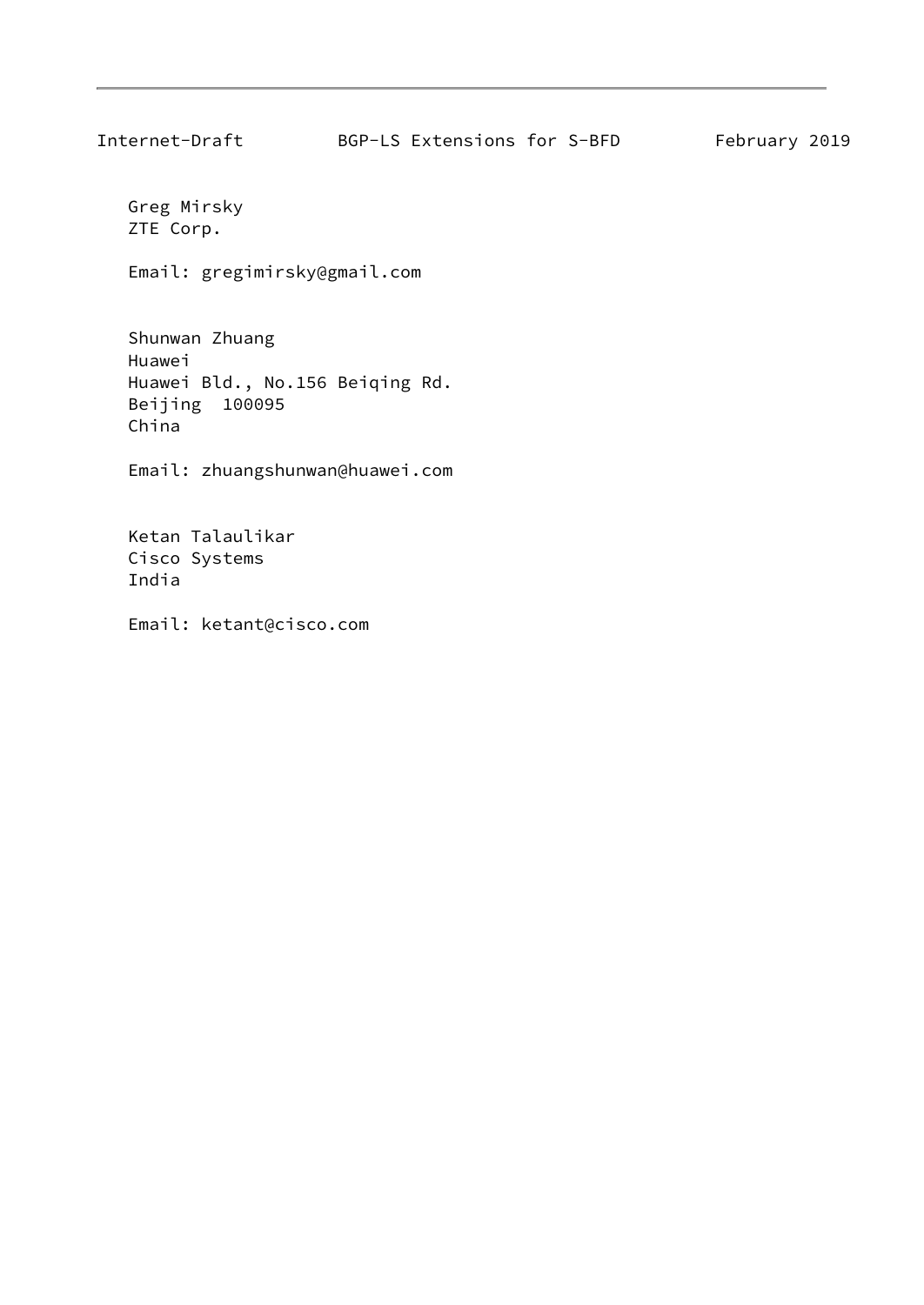Greg Mirsky
ZTE Corp.

Email: gregimirsky@gmail.com

Shunwan Zhuang
Huawei
Huawei Bld., No.156 Beiqing Rd.
Beijing  100095
China

Email: zhuangshunwan@huawei.com

Ketan Talaulikar
Cisco Systems
India

Email: ketant@cisco.com